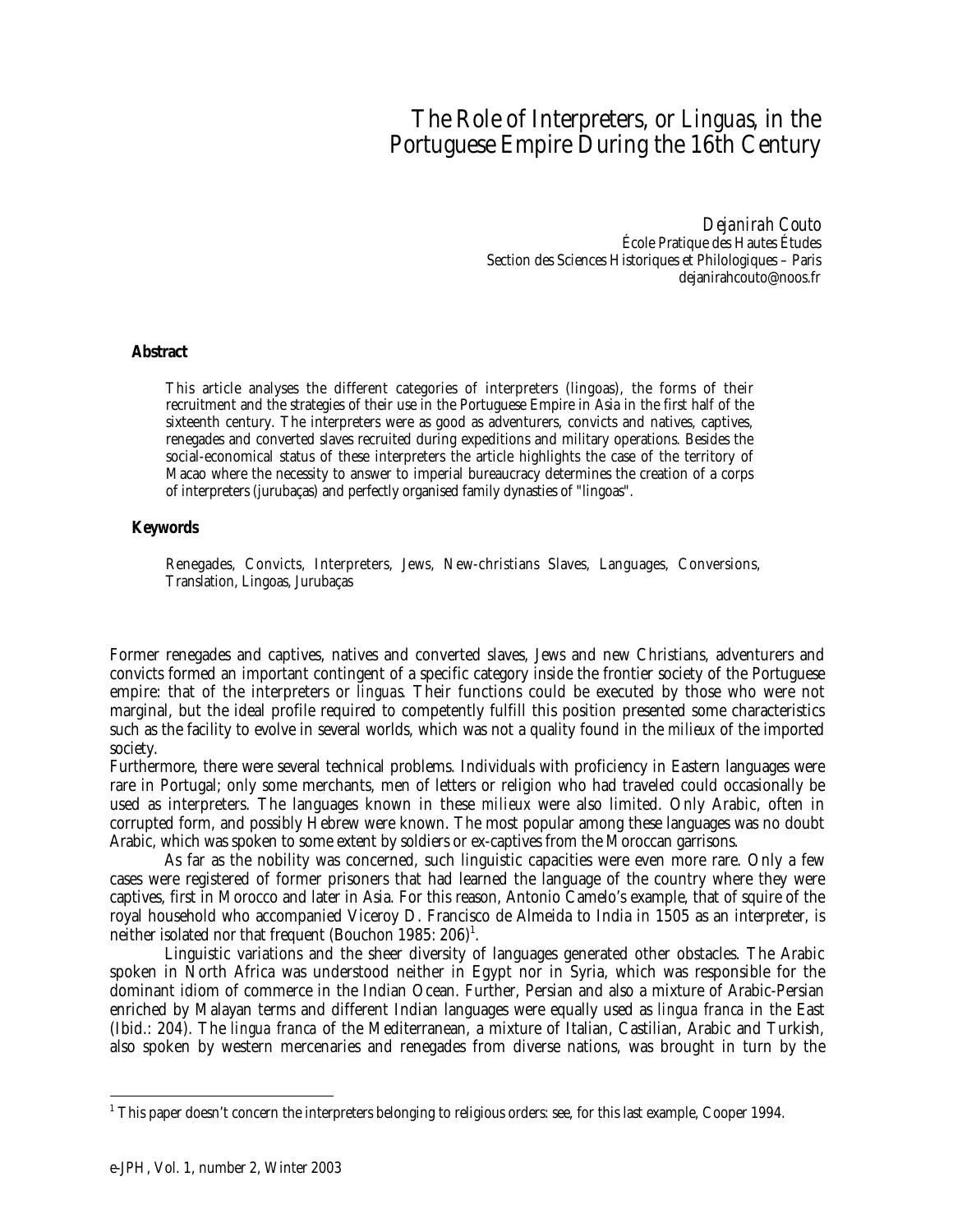# The Role of Interpreters, or *Linguas*, in the Portuguese Empire During the 16th Century

*Dejanirah Couto*
École Pratique des Hautes Études
Section des Sciences Historiques et Philologiques – Paris
dejanirahcouto@noos.fr

## Abstract

This article analyses the different categories of interpreters (lingoas), the forms of their recruitment and the strategies of their use in the Portuguese Empire in Asia in the first half of the sixteenth century. The interpreters were as good as adventurers, convicts and natives, captives, renegades and converted slaves recruited during expeditions and military operations. Besides the social-economical status of these interpreters the article highlights the case of the territory of Macao where the necessity to answer to imperial bureaucracy determines the creation of a corps of interpreters (jurubaças) and perfectly organised family dynasties of "lingoas".

## Keywords

Renegades, Convicts, Interpreters, Jews, New-christians Slaves, Languages, Conversions, Translation, Lingoas, Jurubaças

Former renegades and captives, natives and converted slaves, Jews and new Christians, adventurers and convicts formed an important contingent of a specific category inside the frontier society of the Portuguese empire: that of the interpreters or *linguas*. Their functions could be executed by those who were not marginal, but the ideal profile required to competently fulfill this position presented some characteristics such as the facility to evolve in several worlds, which was not a quality found in the *milieux* of the imported society.

Furthermore, there were several technical problems. Individuals with proficiency in Eastern languages were rare in Portugal; only some merchants, men of letters or religion who had traveled could occasionally be used as interpreters. The languages known in these *milieux* were also limited. Only Arabic, often in corrupted form, and possibly Hebrew were known. The most popular among these languages was no doubt Arabic, which was spoken to some extent by soldiers or ex-captives from the Moroccan garrisons.

As far as the nobility was concerned, such linguistic capacities were even more rare. Only a few cases were registered of former prisoners that had learned the language of the country where they were captives, first in Morocco and later in Asia. For this reason, Antonio Camelo's example, that of squire of the royal household who accompanied Viceroy D. Francisco de Almeida to India in 1505 as an interpreter, is neither isolated nor that frequent (Bouchon 1985: 206)[1].

Linguistic variations and the sheer diversity of languages generated other obstacles. The Arabic spoken in North Africa was understood neither in Egypt nor in Syria, which was responsible for the dominant idiom of commerce in the Indian Ocean. Further, Persian and also a mixture of Arabic-Persian enriched by Malayan terms and different Indian languages were equally used as *lingua franca* in the East (Ibid.: 204). The *lingua franca* of the Mediterranean, a mixture of Italian, Castilian, Arabic and Turkish, also spoken by western mercenaries and renegades from diverse nations, was brought in turn by the

[1] This paper doesn't concern the interpreters belonging to religious orders: see, for this last example, Cooper 1994.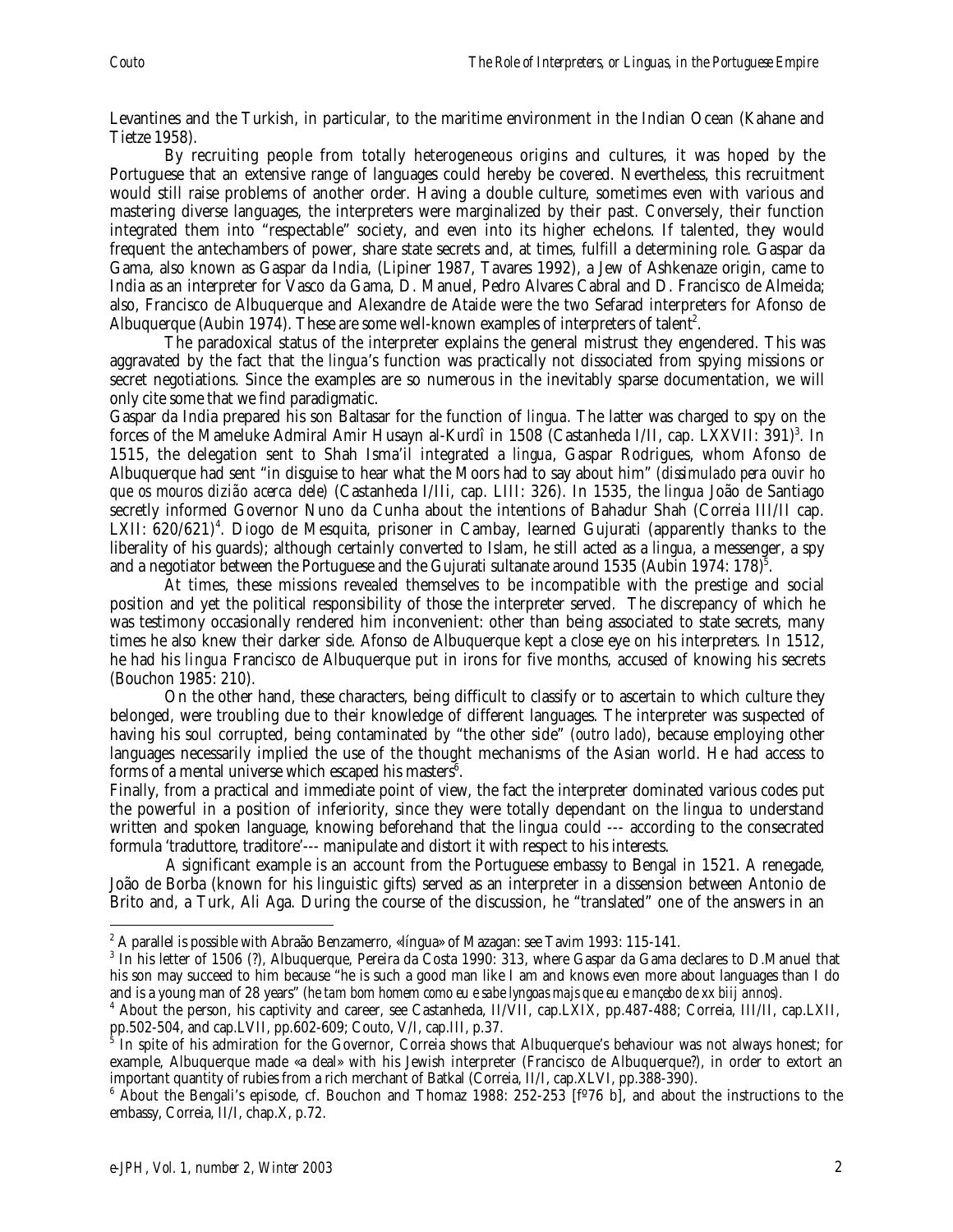Levantines and the Turkish, in particular, to the maritime environment in the Indian Ocean (Kahane and Tietze 1958).

By recruiting people from totally heterogeneous origins and cultures, it was hoped by the Portuguese that an extensive range of languages could hereby be covered. Nevertheless, this recruitment would still raise problems of another order. Having a double culture, sometimes even with various and mastering diverse languages, the interpreters were marginalized by their past. Conversely, their function integrated them into "respectable" society, and even into its higher echelons. If talented, they would frequent the antechambers of power, share state secrets and, at times, fulfill a determining role. Gaspar da Gama, also known as Gaspar da India, (Lipiner 1987, Tavares 1992), a Jew of Ashkenaze origin, came to India as an interpreter for Vasco da Gama, D. Manuel, Pedro Alvares Cabral and D. Francisco de Almeida; also, Francisco de Albuquerque and Alexandre de Ataide were the two Sefarad interpreters for Afonso de Albuquerque (Aubin 1974). These are some well-known examples of interpreters of talent[2].

The paradoxical status of the interpreter explains the general mistrust they engendered. This was aggravated by the fact that the *lingua*'s function was practically not dissociated from spying missions or secret negotiations. Since the examples are so numerous in the inevitably sparse documentation, we will only cite some that we find paradigmatic.

Gaspar da India prepared his son Baltasar for the function of *lingua*. The latter was charged to spy on the forces of the Mameluke Admiral Amir Husayn al-Kurdî in 1508 (Castanheda I/II, cap. LXXVII: 391)[3]. In 1515, the delegation sent to Shah Isma'il integrated a *lingua*, Gaspar Rodrigues, whom Afonso de Albuquerque had sent "in disguise to hear what the Moors had to say about him" (*dissimulado pera ouvir ho que os mouros dizião acerca dele*) (Castanheda I/IIi, cap. LIII: 326). In 1535, the *lingua* João de Santiago secretly informed Governor Nuno da Cunha about the intentions of Bahadur Shah (Correia III/II cap. LXII: 620/621)[4]. Diogo de Mesquita, prisoner in Cambay, learned Gujurati (apparently thanks to the liberality of his guards); although certainly converted to Islam, he still acted as a *lingua*, a messenger, a spy and a negotiator between the Portuguese and the Gujurati sultanate around 1535 (Aubin 1974: 178)[5].

At times, these missions revealed themselves to be incompatible with the prestige and social position and yet the political responsibility of those the interpreter served. The discrepancy of which he was testimony occasionally rendered him inconvenient: other than being associated to state secrets, many times he also knew their darker side. Afonso de Albuquerque kept a close eye on his interpreters. In 1512, he had his *lingua* Francisco de Albuquerque put in irons for five months, accused of knowing his secrets (Bouchon 1985: 210).

On the other hand, these characters, being difficult to classify or to ascertain to which culture they belonged, were troubling due to their knowledge of different languages. The interpreter was suspected of having his soul corrupted, being contaminated by "the other side" (*outro lado*), because employing other languages necessarily implied the use of the thought mechanisms of the Asian world. He had access to forms of a mental universe which escaped his masters[6].

Finally, from a practical and immediate point of view, the fact the interpreter dominated various codes put the powerful in a position of inferiority, since they were totally dependant on the *lingua* to understand written and spoken language, knowing beforehand that the *lingua* could --- according to the consecrated formula 'traduttore, traditore'--- manipulate and distort it with respect to his interests.

A significant example is an account from the Portuguese embassy to Bengal in 1521. A renegade, João de Borba (known for his linguistic gifts) served as an interpreter in a dissension between Antonio de Brito and, a Turk, Ali Aga. During the course of the discussion, he "translated" one of the answers in an

---

[2] A parallel is possible with Abraão Benzamerro, «língua» of Mazagan: see Tavim 1993: 115-141.

[3] In his letter of 1506 (?), Albuquerque, Pereira da Costa 1990: 313, where Gaspar da Gama declares to D.Manuel that his son may succeed to him because "he is such a good man like I am and knows even more about languages than I do and is a young man of 28 years" (*he tam bom homem como eu e sabe lyngoas majs que eu e mançebo de xx biij annos*).

[4] About the person, his captivity and career, see Castanheda, II/VII, cap.LXIX, pp.487-488; Correia, III/II, cap.LXII, pp.502-504, and cap.LVII, pp.602-609; Couto, V/I, cap.III, p.37.

[5] In spite of his admiration for the Governor, Correia shows that Albuquerque's behaviour was not always honest; for example, Albuquerque made «a deal» with his Jewish interpreter (Francisco de Albuquerque?), in order to extort an important quantity of rubies from a rich merchant of Batkal (Correia, II/I, cap.XLVI, pp.388-390).

[6] About the Bengali's episode, cf. Bouchon and Thomaz 1988: 252-253 [fº76 b], and about the instructions to the embassy, Correia, II/I, chap.X, p.72.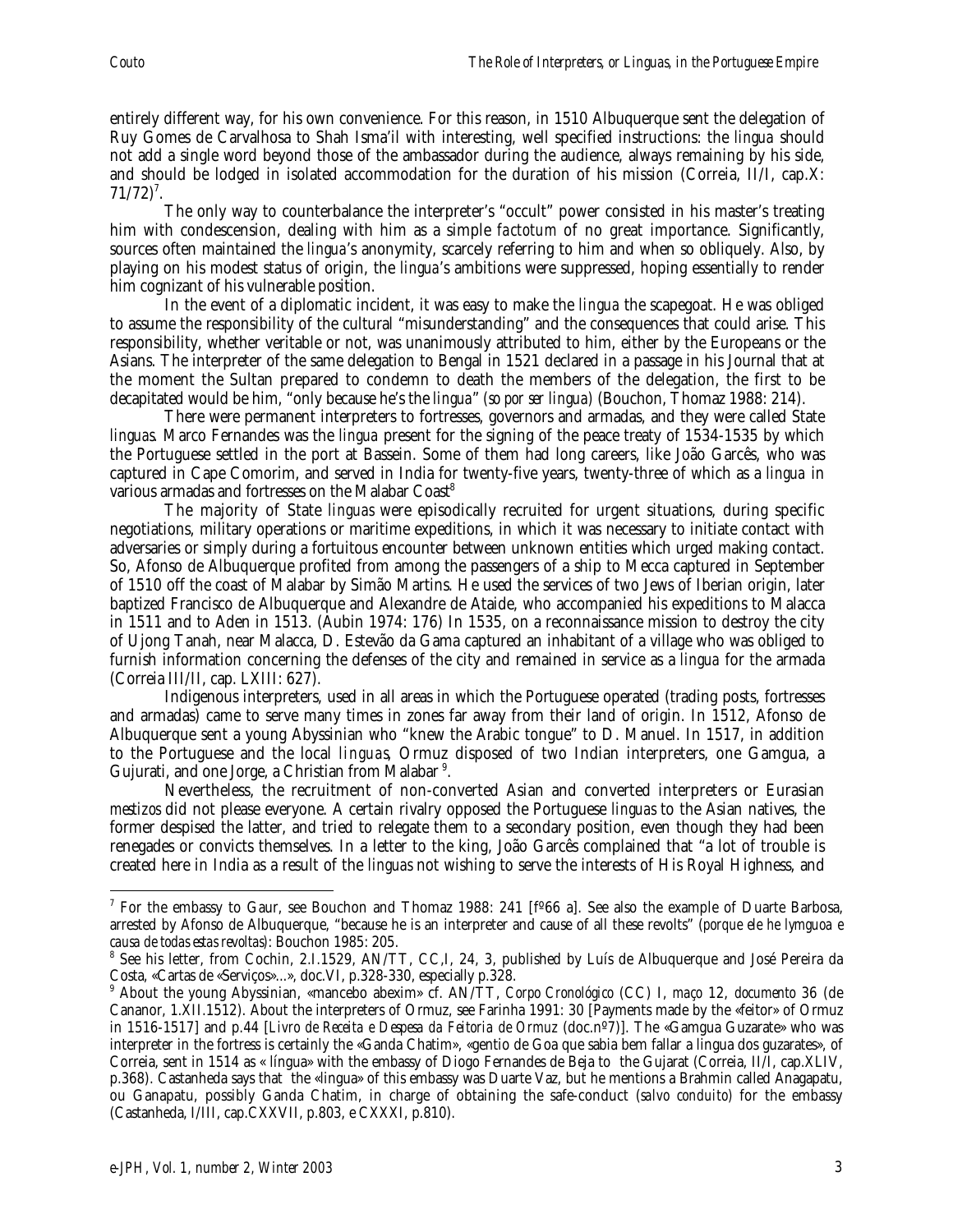entirely different way, for his own convenience. For this reason, in 1510 Albuquerque sent the delegation of Ruy Gomes de Carvalhosa to Shah Isma'il with interesting, well specified instructions: the *lingua* should not add a single word beyond those of the ambassador during the audience, always remaining by his side, and should be lodged in isolated accommodation for the duration of his mission (Correia, II/I, cap.X: 71/72)[7].

The only way to counterbalance the interpreter's "occult" power consisted in his master's treating him with condescension, dealing with him as a simple *factotum* of no great importance. Significantly, sources often maintained the *lingua*'s anonymity, scarcely referring to him and when so obliquely. Also, by playing on his modest status of origin, the *lingua*'s ambitions were suppressed, hoping essentially to render him cognizant of his vulnerable position.

In the event of a diplomatic incident, it was easy to make the *lingua* the scapegoat. He was obliged to assume the responsibility of the cultural "misunderstanding" and the consequences that could arise. This responsibility, whether veritable or not, was unanimously attributed to him, either by the Europeans or the Asians. The interpreter of the same delegation to Bengal in 1521 declared in a passage in his Journal that at the moment the Sultan prepared to condemn to death the members of the delegation, the first to be decapitated would be him, "only because he's the *lingua*" (*so por ser lingua*) (Bouchon, Thomaz 1988: 214).

There were permanent interpreters to fortresses, governors and armadas, and they were called State *linguas*. Marco Fernandes was the *lingua* present for the signing of the peace treaty of 1534-1535 by which the Portuguese settled in the port at Bassein. Some of them had long careers, like João Garcês, who was captured in Cape Comorim, and served in India for twenty-five years, twenty-three of which as a *lingua* in various armadas and fortresses on the Malabar Coast[8]

The majority of State *linguas* were episodically recruited for urgent situations, during specific negotiations, military operations or maritime expeditions, in which it was necessary to initiate contact with adversaries or simply during a fortuitous encounter between unknown entities which urged making contact. So, Afonso de Albuquerque profited from among the passengers of a ship to Mecca captured in September of 1510 off the coast of Malabar by Simão Martins. He used the services of two Jews of Iberian origin, later baptized Francisco de Albuquerque and Alexandre de Ataide, who accompanied his expeditions to Malacca in 1511 and to Aden in 1513. (Aubin 1974: 176) In 1535, on a reconnaissance mission to destroy the city of Ujong Tanah, near Malacca, D. Estevão da Gama captured an inhabitant of a village who was obliged to furnish information concerning the defenses of the city and remained in service as a *lingua* for the armada (Correia III/II, cap. LXIII: 627).

Indigenous interpreters, used in all areas in which the Portuguese operated (trading posts, fortresses and armadas) came to serve many times in zones far away from their land of origin. In 1512, Afonso de Albuquerque sent a young Abyssinian who "knew the Arabic tongue" to D. Manuel. In 1517, in addition to the Portuguese and the local *linguas*, Ormuz disposed of two Indian interpreters, one Gamgua, a Gujurati, and one Jorge, a Christian from Malabar [9].

Nevertheless, the recruitment of non-converted Asian and converted interpreters or Eurasian *mestizos* did not please everyone. A certain rivalry opposed the Portuguese *linguas* to the Asian natives, the former despised the latter, and tried to relegate them to a secondary position, even though they had been renegades or convicts themselves. In a letter to the king, João Garcês complained that "a lot of trouble is created here in India as a result of the *linguas* not wishing to serve the interests of His Royal Highness, and

---

[7] For the embassy to Gaur, see Bouchon and Thomaz 1988: 241 [fº66 a]. See also the example of Duarte Barbosa, arrested by Afonso de Albuquerque, "because he is an interpreter and cause of all these revolts" (*porque ele he lymguoa e causa de todas estas revoltas*): Bouchon 1985: 205.

[8] See his letter, from Cochin, 2.I.1529, AN/TT, CC,I, 24, 3, published by Luís de Albuquerque and José Pereira da Costa, «Cartas de «Serviços»...», doc.VI, p.328-330, especially p.328.

[9] About the young Abyssinian, «mancebo abexim» cf. AN/TT, *Corpo Cronológico* (CC) I, *maço* 12, *documento* 36 (de Cananor, 1.XII.1512). About the interpreters of Ormuz, see Farinha 1991: 30 [Payments made by the «feitor» of Ormuz in 1516-1517] and p.44 [*Livro de Receita e Despesa da Feitoria de Ormuz* (doc.nº7)]. The «Gamgua Guzarate» who was interpreter in the fortress is certainly the «Ganda Chatim», «gentio de Goa que sabia bem fallar a lingua dos guzarates», of Correia, sent in 1514 as « língua» with the embassy of Diogo Fernandes de Beja to the Gujarat (Correia, II/I, cap.XLIV, p.368). Castanheda says that the «lingua» of this embassy was Duarte Vaz, but he mentions a Brahmin called Anagapatu, ou Ganapatu, possibly Ganda Chatim, in charge of obtaining the safe-conduct (*salvo conduito*) for the embassy (Castanheda, I/III, cap.CXXVII, p.803, e CXXXI, p.810).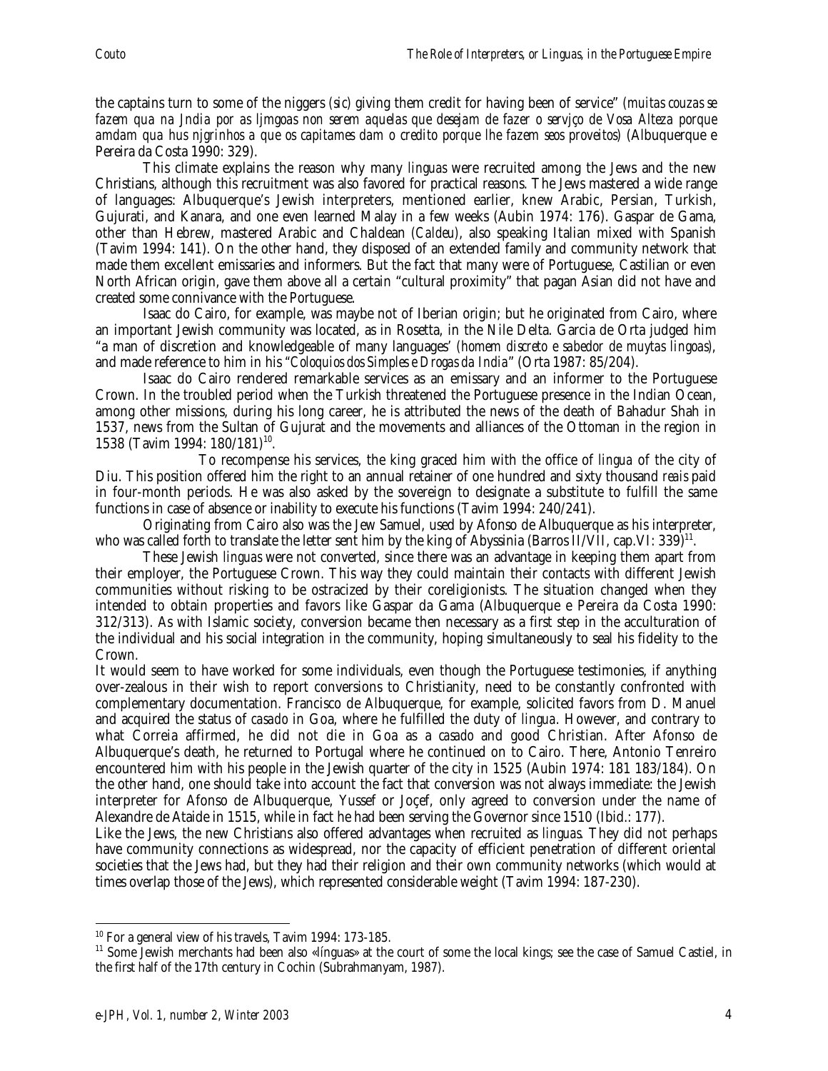the captains turn to some of the niggers (*sic*) giving them credit for having been of service" (*muitas couzas se fazem qua na Jndia por as ljmgoas non serem aquelas que desejam de fazer o servjço de Vosa Alteza porque amdam qua hus njgrinhos a que os capitames dam o credito porque lhe fazem seos proveitos*) (Albuquerque e Pereira da Costa 1990: 329).

This climate explains the reason why many *linguas* were recruited among the Jews and the new Christians, although this recruitment was also favored for practical reasons. The Jews mastered a wide range of languages: Albuquerque's Jewish interpreters, mentioned earlier, knew Arabic, Persian, Turkish, Gujurati, and Kanara, and one even learned Malay in a few weeks (Aubin 1974: 176). Gaspar de Gama, other than Hebrew, mastered Arabic and Chaldean (*Caldeu*), also speaking Italian mixed with Spanish (Tavim 1994: 141). On the other hand, they disposed of an extended family and community network that made them excellent emissaries and informers. But the fact that many were of Portuguese, Castilian or even North African origin, gave them above all a certain "cultural proximity" that pagan Asian did not have and created some connivance with the Portuguese.

Isaac do Cairo, for example, was maybe not of Iberian origin; but he originated from Cairo, where an important Jewish community was located, as in Rosetta, in the Nile Delta. Garcia de Orta judged him "a man of discretion and knowledgeable of many languages' (*homem discreto e sabedor de muytas lingoas*), and made reference to him in his "*Coloquios dos Simples e Drogas da India*" (Orta 1987: 85/204).

Isaac do Cairo rendered remarkable services as an emissary and an informer to the Portuguese Crown. In the troubled period when the Turkish threatened the Portuguese presence in the Indian Ocean, among other missions, during his long career, he is attributed the news of the death of Bahadur Shah in 1537, news from the Sultan of Gujurat and the movements and alliances of the Ottoman in the region in 1538 (Tavim 1994: 180/181)[10].

To recompense his services, the king graced him with the office of *lingua* of the city of Diu. This position offered him the right to an annual retainer of one hundred and sixty thousand *reais* paid in four-month periods. He was also asked by the sovereign to designate a substitute to fulfill the same functions in case of absence or inability to execute his functions (Tavim 1994: 240/241).

Originating from Cairo also was the Jew Samuel, used by Afonso de Albuquerque as his interpreter, who was called forth to translate the letter sent him by the king of Abyssinia (Barros II/VII, cap.VI: 339)[11].

These Jewish *linguas* were not converted, since there was an advantage in keeping them apart from their employer, the Portuguese Crown. This way they could maintain their contacts with different Jewish communities without risking to be ostracized by their coreligionists. The situation changed when they intended to obtain properties and favors like Gaspar da Gama (Albuquerque e Pereira da Costa 1990: 312/313). As with Islamic society, conversion became then necessary as a first step in the acculturation of the individual and his social integration in the community, hoping simultaneously to seal his fidelity to the Crown.

It would seem to have worked for some individuals, even though the Portuguese testimonies, if anything over-zealous in their wish to report conversions to Christianity, need to be constantly confronted with complementary documentation. Francisco de Albuquerque, for example, solicited favors from D. Manuel and acquired the status of *casado* in Goa, where he fulfilled the duty of *lingua*. However, and contrary to what Correia affirmed, he did not die in Goa as a *casado* and good Christian. After Afonso de Albuquerque's death, he returned to Portugal where he continued on to Cairo. There, Antonio Tenreiro encountered him with his people in the Jewish quarter of the city in 1525 (Aubin 1974: 181 183/184). On the other hand, one should take into account the fact that conversion was not always immediate: the Jewish interpreter for Afonso de Albuquerque, Yussef or Joçef, only agreed to conversion under the name of Alexandre de Ataide in 1515, while in fact he had been serving the Governor since 1510 (Ibid.: 177).

Like the Jews, the new Christians also offered advantages when recruited as *linguas*. They did not perhaps have community connections as widespread, nor the capacity of efficient penetration of different oriental societies that the Jews had, but they had their religion and their own community networks (which would at times overlap those of the Jews), which represented considerable weight (Tavim 1994: 187-230).

---

[10] For a general view of his travels, Tavim 1994: 173-185.

[11] Some Jewish merchants had been also «línguas» at the court of some the local kings; see the case of Samuel Castiel, in the first half of the 17th century in Cochin (Subrahmanyam, 1987).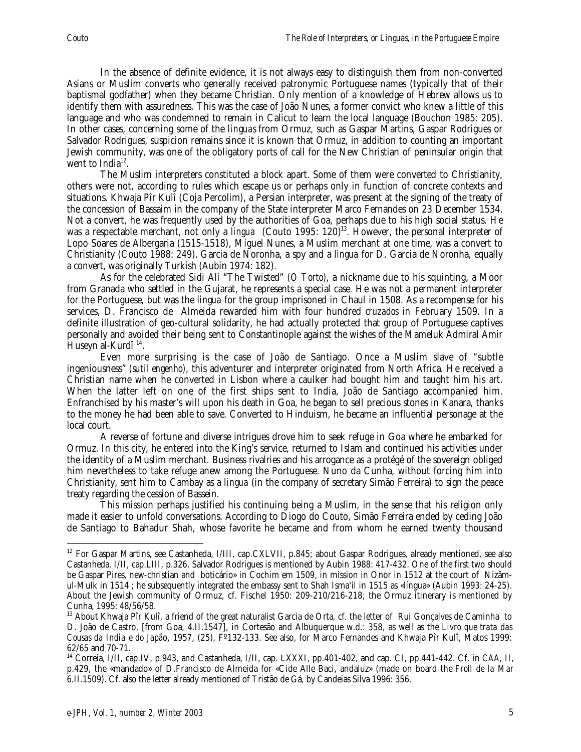In the absence of definite evidence, it is not always easy to distinguish them from non-converted Asians or Muslim converts who generally received patronymic Portuguese names (typically that of their baptismal godfather) when they became Christian. Only mention of a knowledge of Hebrew allows us to identify them with assuredness. This was the case of João Nunes, a former convict who knew a little of this language and who was condemned to remain in Calicut to learn the local language (Bouchon 1985: 205). In other cases, concerning some of the *linguas* from Ormuz, such as Gaspar Martins, Gaspar Rodrigues or Salvador Rodrigues, suspicion remains since it is known that Ormuz, in addition to counting an important Jewish community, was one of the obligatory ports of call for the New Christian of peninsular origin that went to India[12].

The Muslim interpreters constituted a block apart. Some of them were converted to Christianity, others were not, according to rules which escape us or perhaps only in function of concrete contexts and situations. Khwaja Pîr Kulî (Coja Percolim), a Persian interpreter, was present at the signing of the treaty of the concession of Bassaim in the company of the State interpreter Marco Fernandes on 23 December 1534. Not a convert, he was frequently used by the authorities of Goa, perhaps due to his high social status. He was a respectable merchant, not only a *lingua* (Couto 1995: 120)[13]. However, the personal interpreter of Lopo Soares de Albergaria (1515-1518), Miguel Nunes, a Muslim merchant at one time, was a convert to Christianity (Couto 1988: 249). Garcia de Noronha, a spy and a *lingua* for D. Garcia de Noronha, equally a convert, was originally Turkish (Aubin 1974: 182).

As for the celebrated Sidi Ali "The Twisted" (*O Torto*), a nickname due to his squinting, a Moor from Granada who settled in the Gujarat, he represents a special case. He was not a permanent interpreter for the Portuguese, but was the *lingua* for the group imprisoned in Chaul in 1508. As a recompense for his services, D. Francisco de Almeida rewarded him with four hundred *cruzados* in February 1509. In a definite illustration of geo-cultural solidarity, he had actually protected that group of Portuguese captives personally and avoided their being sent to Constantinople against the wishes of the Mameluk Admiral Amir Huseyn al-Kurdî[14].

Even more surprising is the case of João de Santiago. Once a Muslim slave of "subtle ingeniousness" (*sutil engenho*), this adventurer and interpreter originated from North Africa. He received a Christian name when he converted in Lisbon where a caulker had bought him and taught him his art. When the latter left on one of the first ships sent to India, João de Santiago accompanied him. Enfranchised by his master's will upon his death in Goa, he began to sell precious stones in Kanara, thanks to the money he had been able to save. Converted to Hinduism, he became an influential personage at the local court.

A reverse of fortune and diverse intrigues drove him to seek refuge in Goa where he embarked for Ormuz. In this city, he entered into the King's service, returned to Islam and continued his activities under the identity of a Muslim merchant. Business rivalries and his arrogance as a protégé of the sovereign obliged him nevertheless to take refuge anew among the Portuguese. Nuno da Cunha, without forcing him into Christianity, sent him to Cambay as a *lingua* (in the company of secretary Simão Ferreira) to sign the peace treaty regarding the cession of Bassein.

This mission perhaps justified his continuing being a Muslim, in the sense that his religion only made it easier to unfold conversations. According to Diogo do Couto, Simão Ferreira ended by ceding João de Santiago to Bahadur Shah, whose favorite he became and from whom he earned twenty thousand

---

[12] For Gaspar Martins, see Castanheda, I/III, cap.CXLVII, p.845; about Gaspar Rodrigues, already mentioned, see also Castanheda, I/II, cap.LIII, p.326. Salvador Rodrigues is mentioned by Aubin 1988: 417-432. One of the first two should be Gaspar Pires, new-christian and boticário» in Cochim em 1509, in mission in Onor in 1512 at the court of Nizâm-ul-Mulk in 1514 ; he subsequently integrated the embassy sent to Shah Isma'il in 1515 as «língua» (Aubin 1993: 24-25). About the Jewish community of Ormuz, cf. Fischel 1950: 209-210/216-218; the Ormuz itinerary is mentioned by Cunha, 1995: 48/56/58.

[13] About Khwaja Pîr Kulî, a friend of the great naturalist Garcia de Orta, cf. the letter of Rui Gonçalves de Caminha to D. João de Castro, [from Goa, 4.II.1547], in Cortesão and Albuquerque w.d.: 358, as well as the *Livro que trata das Cousas da India e do Japão*, 1957, (25), Fº132-133. See also, for Marco Fernandes and Khwaja Pîr Kulî, Matos 1999: 62/65 and 70-71.

[14] Correia, I/II, cap.IV, p.943, and Castanheda, I/II, cap. LXXXI, pp.401-402, and cap. CI, pp.441-442. Cf. in *CAA*, II, p.429, the «mandado» of D.Francisco de Almeida for «Cide Alle Baci, andaluz» (made on board the *Froll de la Mar* 6.II.1509). Cf. also the letter already mentioned of Tristão de Gá, by Candeias Silva 1996: 356.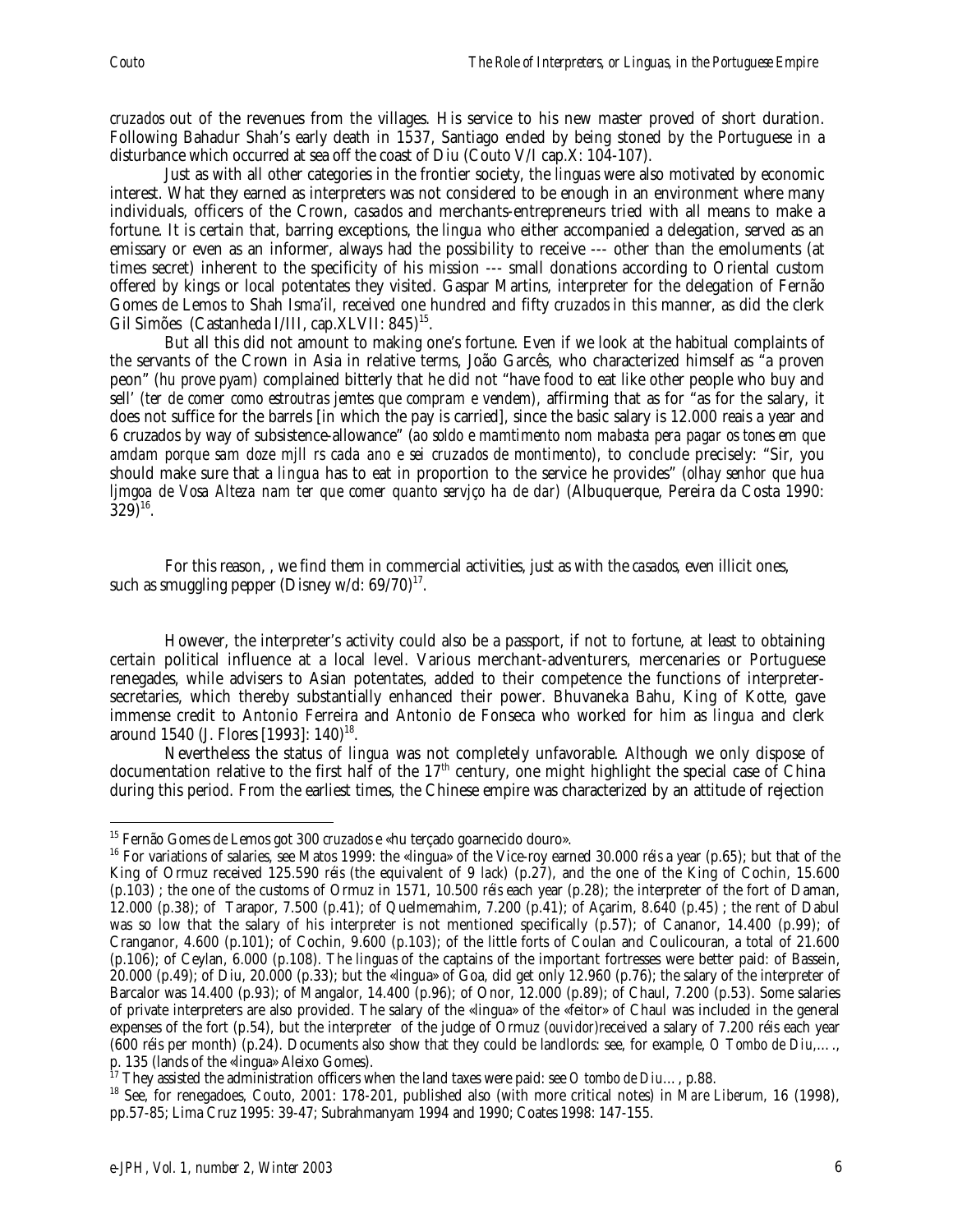*cruzados* out of the revenues from the villages. His service to his new master proved of short duration. Following Bahadur Shah's early death in 1537, Santiago ended by being stoned by the Portuguese in a disturbance which occurred at sea off the coast of Diu (Couto V/I cap.X: 104-107).

Just as with all other categories in the frontier society, the *linguas* were also motivated by economic interest. What they earned as interpreters was not considered to be enough in an environment where many individuals, officers of the Crown, *casados* and merchants-entrepreneurs tried with all means to make a fortune. It is certain that, barring exceptions, the *lingua* who either accompanied a delegation, served as an emissary or even as an informer, always had the possibility to receive --- other than the emoluments (at times secret) inherent to the specificity of his mission --- small donations according to Oriental custom offered by kings or local potentates they visited. Gaspar Martins, interpreter for the delegation of Fernão Gomes de Lemos to Shah Isma'il, received one hundred and fifty *cruzados* in this manner, as did the clerk Gil Simões (Castanheda I/III, cap.XLVII: 845)[15].

But all this did not amount to making one's fortune. Even if we look at the habitual complaints of the servants of the Crown in Asia in relative terms, João Garcês, who characterized himself as "a proven peon" (*hu prove pyam*) complained bitterly that he did not "have food to eat like other people who buy and sell' (*ter de comer como estroutras jemtes que compram e vendem*), affirming that as for "as for the salary, it does not suffice for the barrels [in which the pay is carried], since the basic salary is 12.000 reais a year and 6 cruzados by way of subsistence-allowance" (*ao soldo e mamtimento nom mabasta pera pagar os tones em que amdam porque sam doze mjll rs cada ano e sei cruzados de montimento*), to conclude precisely: "Sir, you should make sure that a *lingua* has to eat in proportion to the service he provides" (*olhay senhor que hua ljmgoa de Vosa Alteza nam ter que comer quanto servjço ha de dar*) (Albuquerque, Pereira da Costa 1990: 329)[16].

For this reason, , we find them in commercial activities, just as with the *casados*, even illicit ones, such as smuggling pepper (Disney w/d: 69/70)[17].

However, the interpreter's activity could also be a passport, if not to fortune, at least to obtaining certain political influence at a local level. Various merchant-adventurers, mercenaries or Portuguese renegades, while advisers to Asian potentates, added to their competence the functions of interpreter-secretaries, which thereby substantially enhanced their power. Bhuvaneka Bahu, King of Kotte, gave immense credit to Antonio Ferreira and Antonio de Fonseca who worked for him as *lingua* and clerk around 1540 (J. Flores [1993]: 140)[18].

Nevertheless the status of *lingua* was not completely unfavorable. Although we only dispose of documentation relative to the first half of the 17th century, one might highlight the special case of China during this period. From the earliest times, the Chinese empire was characterized by an attitude of rejection

---

[15] Fernão Gomes de Lemos got 300 *cruzados* e «hu terçado goarnecido douro».

[16] For variations of salaries, see Matos 1999: the «lingua» of the Vice-roy earned 30.000 *réis* a year (p.65); but that of the King of Ormuz received 125.590 *réis* (the equivalent of 9 *lack*) (p.27), and the one of the King of Cochin, 15.600 (p.103) ; the one of the customs of Ormuz in 1571, 10.500 *réis* each year (p.28); the interpreter of the fort of Daman, 12.000 (p.38); of Tarapor, 7.500 (p.41); of Quelmemahim, 7.200 (p.41); of Açarim, 8.640 (p.45) ; the rent of Dabul was so low that the salary of his interpreter is not mentioned specifically (p.57); of Cananor, 14.400 (p.99); of Cranganor, 4.600 (p.101); of Cochin, 9.600 (p.103); of the little forts of Coulan and Coulicouran, a total of 21.600 (p.106); of Ceylan, 6.000 (p.108). The *linguas* of the captains of the important fortresses were better paid: of Bassein, 20.000 (p.49); of Diu, 20.000 (p.33); but the «lingua» of Goa, did get only 12.960 (p.76); the salary of the interpreter of Barcalor was 14.400 (p.93); of Mangalor, 14.400 (p.96); of Onor, 12.000 (p.89); of Chaul, 7.200 (p.53). Some salaries of private interpreters are also provided. The salary of the «lingua» of the «feitor» of Chaul was included in the general expenses of the fort (p.54), but the interpreter of the judge of Ormuz (*ouvidor*)received a salary of 7.200 réis each year (600 réis per month) (p.24). Documents also show that they could be landlords: see, for example, *O Tombo de Diu*,…., p. 135 (lands of the «lingua» Aleixo Gomes).

[17] They assisted the administration officers when the land taxes were paid: see *O tombo de Diu*…, p.88.

[18] See, for renegadoes, Couto, 2001: 178-201, published also (with more critical notes) in *Mare Liberum*, 16 (1998), pp.57-85; Lima Cruz 1995: 39-47; Subrahmanyam 1994 and 1990; Coates 1998: 147-155.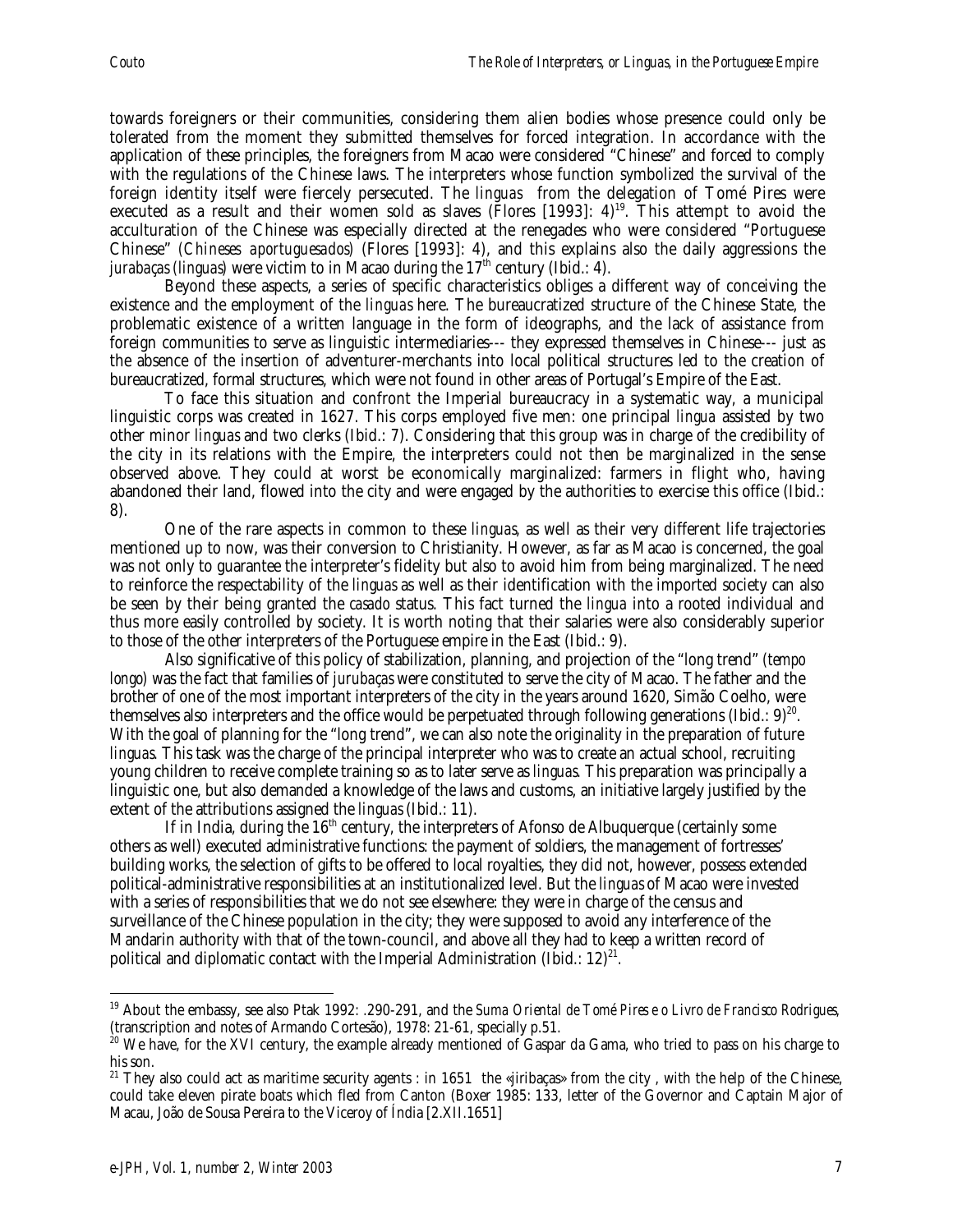towards foreigners or their communities, considering them alien bodies whose presence could only be tolerated from the moment they submitted themselves for forced integration. In accordance with the application of these principles, the foreigners from Macao were considered "Chinese" and forced to comply with the regulations of the Chinese laws. The interpreters whose function symbolized the survival of the foreign identity itself were fiercely persecuted. The *linguas* from the delegation of Tomé Pires were executed as a result and their women sold as slaves (Flores [1993]: 4)[19]. This attempt to avoid the acculturation of the Chinese was especially directed at the renegades who were considered "Portuguese Chinese" (*Chineses aportuguesados*) (Flores [1993]: 4), and this explains also the daily aggressions the *jurabaças (linguas)* were victim to in Macao during the 17th century (Ibid.: 4).

Beyond these aspects, a series of specific characteristics obliges a different way of conceiving the existence and the employment of the *linguas* here. The bureaucratized structure of the Chinese State, the problematic existence of a written language in the form of ideographs, and the lack of assistance from foreign communities to serve as linguistic intermediaries--- they expressed themselves in Chinese--- just as the absence of the insertion of adventurer-merchants into local political structures led to the creation of bureaucratized, formal structures, which were not found in other areas of Portugal's Empire of the East.

To face this situation and confront the Imperial bureaucracy in a systematic way, a municipal linguistic corps was created in 1627. This corps employed five men: one principal *lingua* assisted by two other minor *linguas* and two clerks (Ibid.: 7). Considering that this group was in charge of the credibility of the city in its relations with the Empire, the interpreters could not then be marginalized in the sense observed above. They could at worst be economically marginalized: farmers in flight who, having abandoned their land, flowed into the city and were engaged by the authorities to exercise this office (Ibid.: 8).

One of the rare aspects in common to these *linguas*, as well as their very different life trajectories mentioned up to now, was their conversion to Christianity. However, as far as Macao is concerned, the goal was not only to guarantee the interpreter's fidelity but also to avoid him from being marginalized. The need to reinforce the respectability of the *linguas* as well as their identification with the imported society can also be seen by their being granted the *casado* status. This fact turned the *lingua* into a rooted individual and thus more easily controlled by society. It is worth noting that their salaries were also considerably superior to those of the other interpreters of the Portuguese empire in the East (Ibid.: 9).

Also significative of this policy of stabilization, planning, and projection of the "long trend" (*tempo longo*) was the fact that families of *jurubaças* were constituted to serve the city of Macao. The father and the brother of one of the most important interpreters of the city in the years around 1620, Simão Coelho, were themselves also interpreters and the office would be perpetuated through following generations (Ibid.: 9)[20]. With the goal of planning for the "long trend", we can also note the originality in the preparation of future *linguas*. This task was the charge of the principal interpreter who was to create an actual school, recruiting young children to receive complete training so as to later serve as *linguas*. This preparation was principally a linguistic one, but also demanded a knowledge of the laws and customs, an initiative largely justified by the extent of the attributions assigned the *linguas* (Ibid.: 11).

If in India, during the 16th century, the interpreters of Afonso de Albuquerque (certainly some others as well) executed administrative functions: the payment of soldiers, the management of fortresses' building works, the selection of gifts to be offered to local royalties, they did not, however, possess extended political-administrative responsibilities at an institutionalized level. But the *linguas* of Macao were invested with a series of responsibilities that we do not see elsewhere: they were in charge of the census and surveillance of the Chinese population in the city; they were supposed to avoid any interference of the Mandarin authority with that of the town-council, and above all they had to keep a written record of political and diplomatic contact with the Imperial Administration (Ibid.: 12)[21].

---

[19] About the embassy, see also Ptak 1992: .290-291, and the *Suma Oriental de Tomé Pires e o Livro de Francisco Rodrigues*, (transcription and notes of Armando Cortesão), 1978: 21-61, specially p.51.

[20] We have, for the XVI century, the example already mentioned of Gaspar da Gama, who tried to pass on his charge to his son.

[21] They also could act as maritime security agents : in 1651 the «jiribaças» from the city , with the help of the Chinese, could take eleven pirate boats which fled from Canton (Boxer 1985: 133, letter of the Governor and Captain Major of Macau, João de Sousa Pereira to the Viceroy of Índia [2.XII.1651]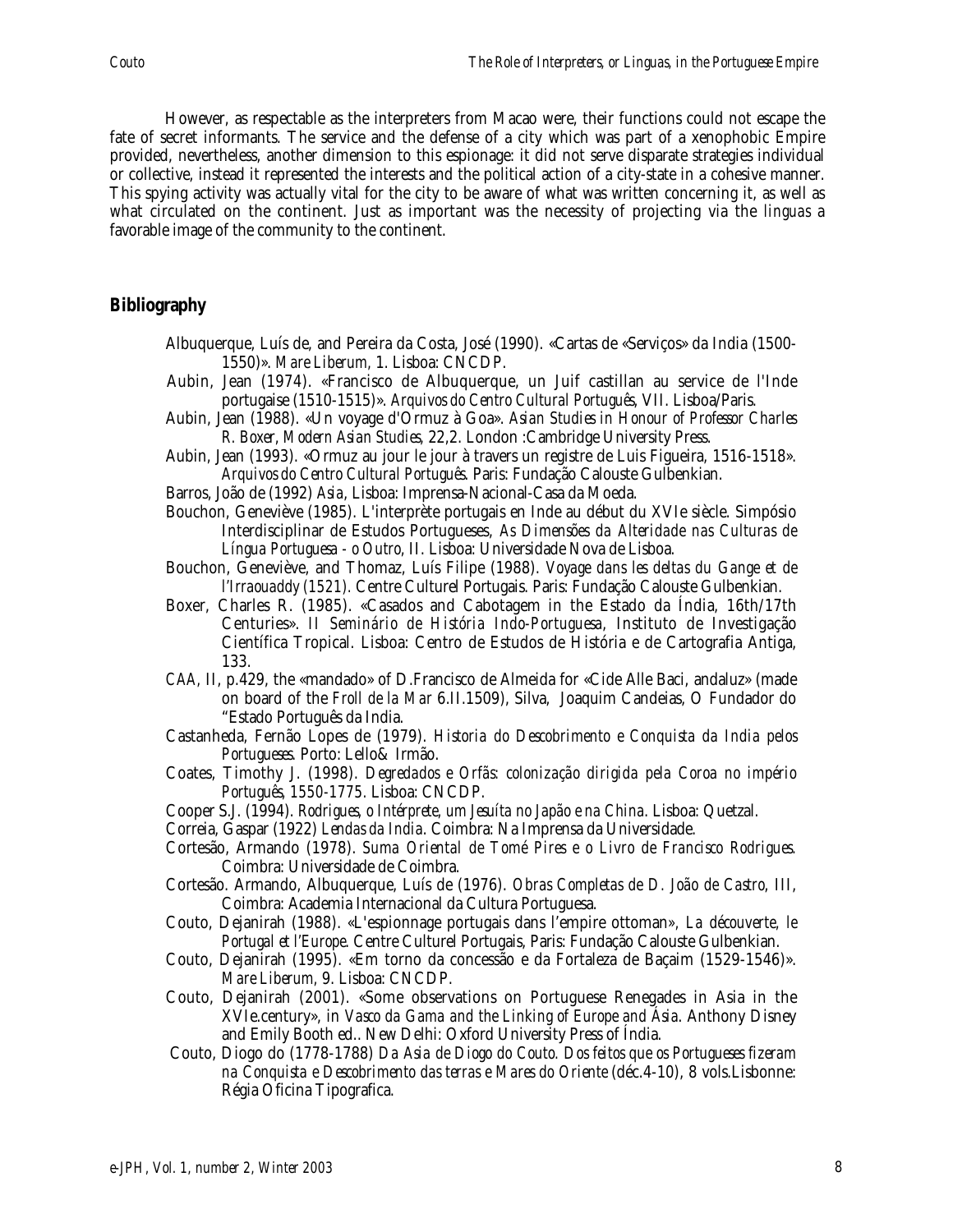However, as respectable as the interpreters from Macao were, their functions could not escape the fate of secret informants. The service and the defense of a city which was part of a xenophobic Empire provided, nevertheless, another dimension to this espionage: it did not serve disparate strategies individual or collective, instead it represented the interests and the political action of a city-state in a cohesive manner. This spying activity was actually vital for the city to be aware of what was written concerning it, as well as what circulated on the continent. Just as important was the necessity of projecting via the *linguas* a favorable image of the community to the continent.

## Bibliography

Albuquerque, Luís de, and Pereira da Costa, José (1990). «Cartas de «Serviços» da India (1500-1550)». *Mare Liberum*, 1. Lisboa: CNCDP.

Aubin, Jean (1974). «Francisco de Albuquerque, un Juif castillan au service de l'Inde portugaise (1510-1515)». *Arquivos do Centro Cultural Português*, VII. Lisboa/Paris.

Aubin, Jean (1988). «Un voyage d'Ormuz à Goa». *Asian Studies in Honour of Professor Charles R. Boxer, Modern Asian Studies*, 22,2. London :Cambridge University Press.

Aubin, Jean (1993). «Ormuz au jour le jour à travers un registre de Luis Figueira, 1516-1518». *Arquivos do Centro Cultural Português*. Paris: Fundação Calouste Gulbenkian.

Barros, João de (1992) *Asia*, Lisboa: Imprensa-Nacional-Casa da Moeda.

Bouchon, Geneviève (1985). L'interprète portugais en Inde au début du XVIe siècle. Simpósio Interdisciplinar de Estudos Portugueses, *As Dimensões da Alteridade nas Culturas de Língua Portuguesa - o Outro*, II. Lisboa: Universidade Nova de Lisboa.

Bouchon, Geneviève, and Thomaz, Luís Filipe (1988). *Voyage dans les deltas du Gange et de l'Irraouaddy (1521)*. Centre Culturel Portugais. Paris: Fundação Calouste Gulbenkian.

Boxer, Charles R. (1985). «Casados and Cabotagem in the Estado da Índia, 16th/17th Centuries». *II Seminário de História Indo-Portuguesa*, Instituto de Investigação Científica Tropical. Lisboa: Centro de Estudos de História e de Cartografia Antiga, 133.

*CAA*, II, p.429, the «mandado» of D.Francisco de Almeida for «Cide Alle Baci, andaluz» (made on board of the *Froll de la Mar* 6.II.1509), Silva, Joaquim Candeias, O Fundador do "Estado Português da India.

Castanheda, Fernão Lopes de (1979). *Historia do Descobrimento e Conquista da India pelos Portugueses*. Porto: Lello& Irmão.

Coates, Timothy J. (1998). *Degredados e Orfãs: colonização dirigida pela Coroa no império Português, 1550-1775*. Lisboa: CNCDP.

Cooper S.J. (1994). *Rodrigues, o Intérprete, um Jesuíta no Japão e na China*. Lisboa: Quetzal.

Correia, Gaspar (1922) *Lendas da India*. Coimbra: Na Imprensa da Universidade.

Cortesão, Armando (1978). *Suma Oriental de Tomé Pires e o Livro de Francisco Rodrigues*. Coimbra: Universidade de Coimbra.

Cortesão. Armando, Albuquerque, Luís de (1976). *Obras Completas de D. João de Castro*, III, Coimbra: Academia Internacional da Cultura Portuguesa.

Couto, Dejanirah (1988). «L'espionnage portugais dans l'empire ottoman», *La découverte, le Portugal et l'Europe*. Centre Culturel Portugais, Paris: Fundação Calouste Gulbenkian.

Couto, Dejanirah (1995). «Em torno da concessão e da Fortaleza de Baçaim (1529-1546)». *Mare Liberum*, 9. Lisboa: CNCDP.

Couto, Dejanirah (2001). «Some observations on Portuguese Renegades in Asia in the XVIe.century», in *Vasco da Gama and the Linking of Europe and Ásia*. Anthony Disney and Emily Booth ed.. New Delhi: Oxford University Press of Índia.

Couto, Diogo do (1778-1788) *Da Asia de Diogo do Couto. Dos feitos que os Portugueses fizeram na Conquista e Descobrimento das terras e Mares do Oriente* (déc.4-10), 8 vols.Lisbonne: Régia Oficina Tipografica.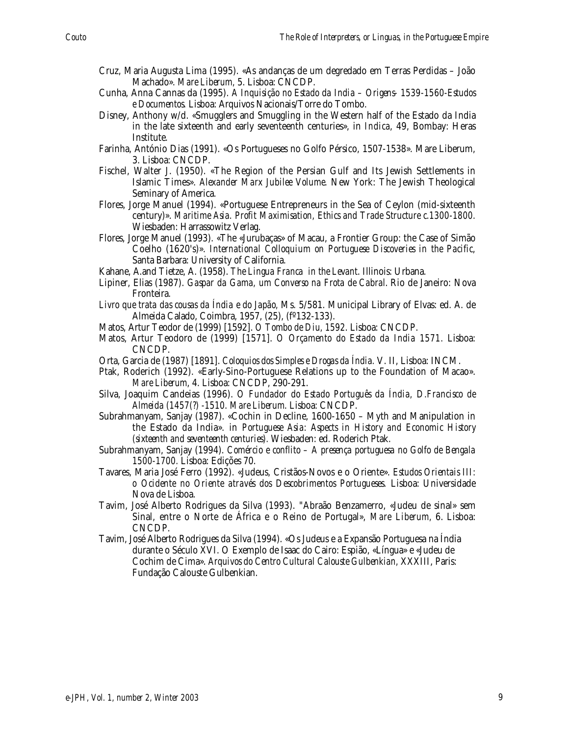Cruz, Maria Augusta Lima (1995). «As andanças de um degredado em Terras Perdidas – João Machado». *Mare Liberum*, 5. Lisboa: CNCDP.

Cunha, Anna Cannas da (1995). *A Inquisição no Estado da India – Origens- 1539-1560-Estudos e Documentos*. Lisboa: Arquivos Nacionais/Torre do Tombo.

Disney, Anthony w/d. «Smugglers and Smuggling in the Western half of the Estado da India in the late sixteenth and early seventeenth centuries», in *Indica*, 49, Bombay: Heras Institute.

Farinha, António Dias (1991). «Os Portugueses no Golfo Pérsico, 1507-1538». Mare Liberum, 3. Lisboa: CNCDP.

Fischel, Walter J. (1950). «The Region of the Persian Gulf and Its Jewish Settlements in Islamic Times». *Alexander Marx Jubilee Volume*. New York: The Jewish Theological Seminary of America.

Flores, Jorge Manuel (1994). «Portuguese Entrepreneurs in the Sea of Ceylon (mid-sixteenth century)». *Maritime Asia. Profit Maximisation, Ethics and Trade Structure c.1300-1800*. Wiesbaden: Harrassowitz Verlag.

Flores, Jorge Manuel (1993). «The «Jurubaças» of Macau, a Frontier Group: the Case of Simão Coelho (1620's)». *International Colloquium on Portuguese Discoveries in the Pacific*, Santa Barbara: University of California.

Kahane, A.and Tietze, A. (1958). *The Lingua Franca in the Levant*. Illinois: Urbana.

Lipiner, Elias (1987). *Gaspar da Gama, um Converso na Frota de Cabral*. Rio de Janeiro: Nova Fronteira.

*Livro que trata das cousas da Índia e do Japão*, Ms. 5/581. Municipal Library of Elvas: ed. A. de Almeida Calado, Coimbra, 1957, (25), (fº132-133).

Matos, Artur Teodor de (1999) [1592]. *O Tombo de Diu, 1592*. Lisboa: CNCDP.

Matos, Artur Teodoro de (1999) [1571]. *O Orçamento do Estado da India 1571*. Lisboa: CNCDP.

Orta, Garcia de (1987) [1891]. *Coloquios dos Simples e Drogas da Índia*. V. II, Lisboa: INCM.

Ptak, Roderich (1992). «Early-Sino-Portuguese Relations up to the Foundation of Macao». *Mare Liberum*, 4. Lisboa: CNCDP, 290-291.

Silva, Joaquim Candeias (1996). *O Fundador do Estado Português da Índia, D.Francisco de Almeida (1457(?) -1510. Mare Liberum*. Lisboa: CNCDP.

Subrahmanyam, Sanjay (1987). «Cochin in Decline, 1600-1650 – Myth and Manipulation in the Estado da India». in *Portuguese Asia: Aspects in History and Economic History (sixteenth and seventeenth centuries)*. Wiesbaden: ed. Roderich Ptak.

Subrahmanyam, Sanjay (1994). *Comércio e conflito – A presença portuguesa no Golfo de Bengala 1500-1700*. Lisboa: Edições 70.

Tavares, Maria José Ferro (1992). «Judeus, Cristãos-Novos e o Oriente». *Estudos Orientais III: o Ocidente no Oriente através dos Descobrimentos Portugueses*. Lisboa: Universidade Nova de Lisboa.

Tavim, José Alberto Rodrigues da Silva (1993). "Abraão Benzamerro, «Judeu de sinal» sem Sinal, entre o Norte de África e o Reino de Portugal», *Mare Liberum*, 6. Lisboa: CNCDP.

Tavim, José Alberto Rodrigues da Silva (1994). «Os Judeus e a Expansão Portuguesa na Índia durante o Século XVI. O Exemplo de Isaac do Cairo: Espião, «Língua» e «Judeu de Cochim de Cima». *Arquivos do Centro Cultural Calouste Gulbenkian*, XXXIII, Paris: Fundação Calouste Gulbenkian.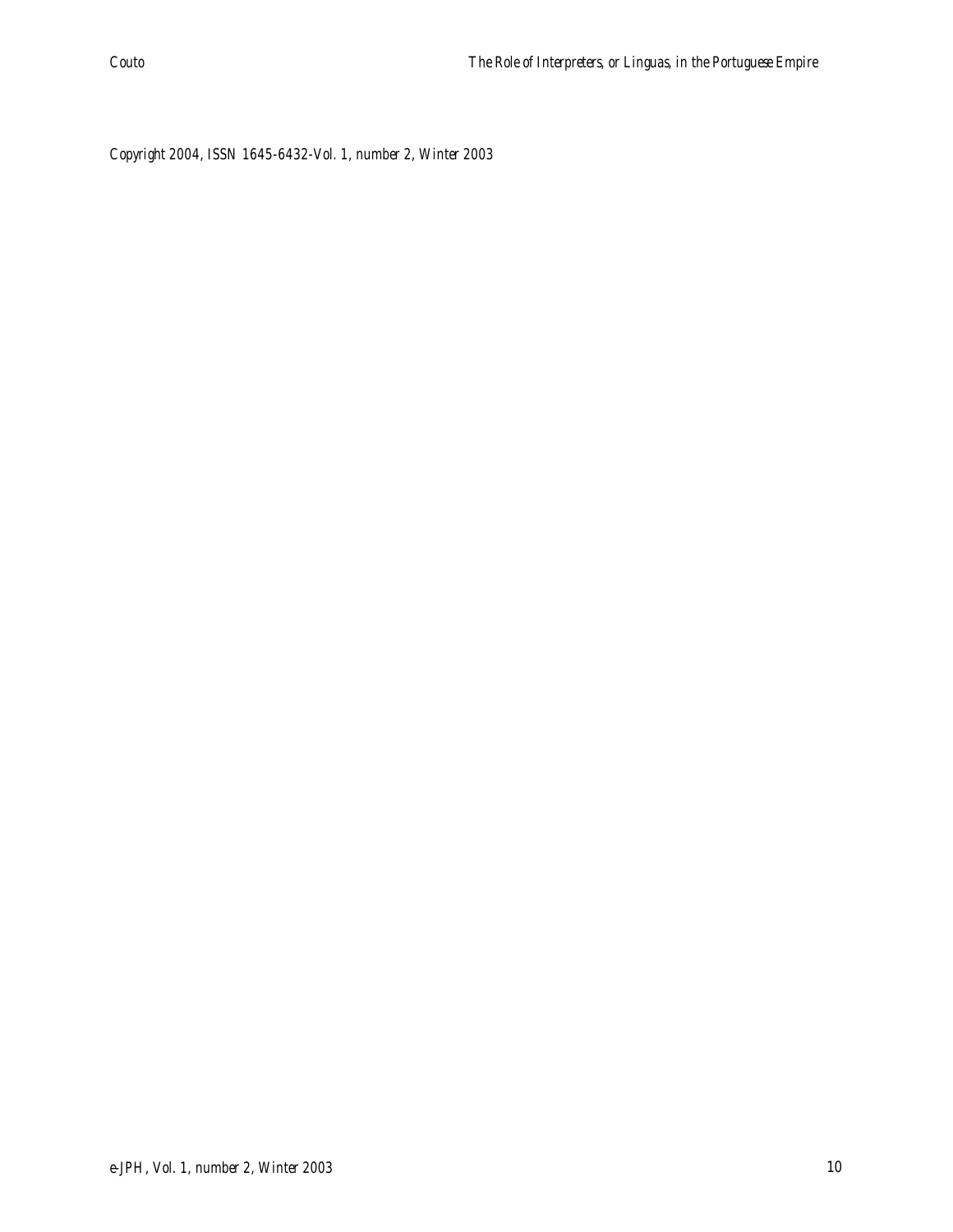*Copyright 2004, ISSN 1645-6432-Vol. 1, number 2, Winter 2003*